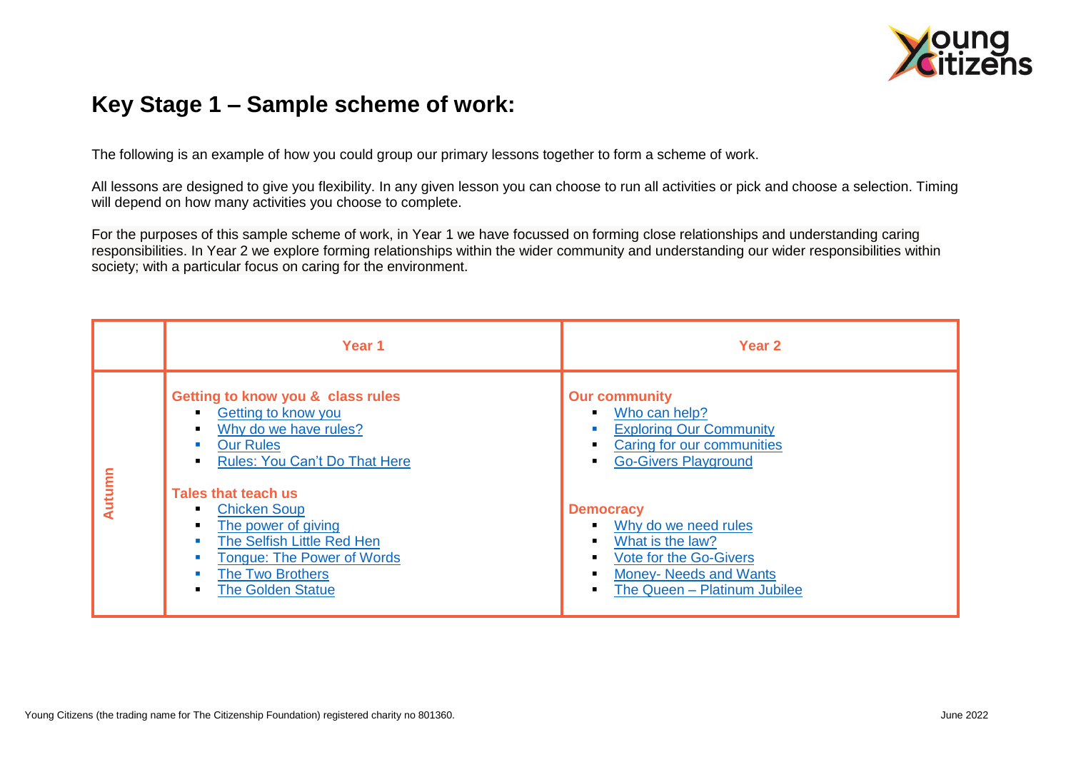# Key Stage 1 – Sample scheme of work:

The following is an example of how you could group our primary lessons together to form a scheme of work.

All lessons are designed to give you flexibility. In any given lesson you can choose to run all activities or pick and choose a selection. Timing will depend on how many activities you choose to complete.

For the purposes of this sample scheme of work, in Year 1 we have focussed on forming close relationships and understanding caring responsibilities. In Year 2 we explore forming relationships within the wider community and understanding our wider responsibilities within society; with a particular focus on caring for the environment.

| | Year 1 | Year 2 |
|---|---|---|
| Autumn | **Getting to know you & class rules**<br>▪ Getting to know you<br>▪ Why do we have rules?<br>▪ Our Rules<br>▪ Rules: You Can't Do That Here<br><br>**Tales that teach us**<br>▪ Chicken Soup<br>▪ The power of giving<br>▪ The Selfish Little Red Hen<br>▪ Tongue: The Power of Words<br>▪ The Two Brothers<br>▪ The Golden Statue | **Our community**<br>▪ Who can help?<br>▪ Exploring Our Community<br>▪ Caring for our communities<br>▪ Go-Givers Playground<br><br>**Democracy**<br>▪ Why do we need rules<br>▪ What is the law?<br>▪ Vote for the Go-Givers<br>▪ Money- Needs and Wants<br>▪ The Queen – Platinum Jubilee |

Young Citizens (the trading name for The Citizenship Foundation) registered charity no 801360.

June 2022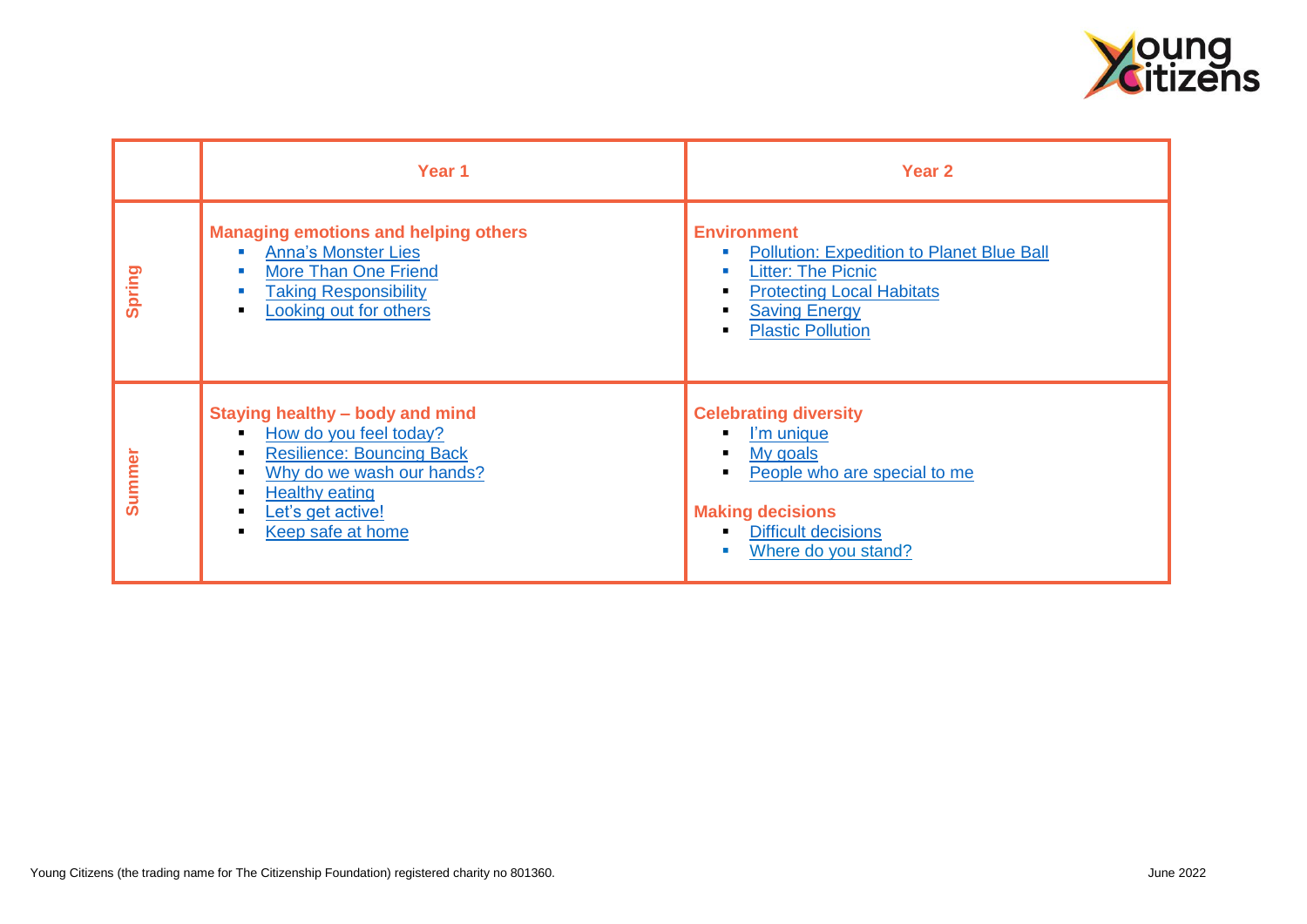| | Year 1 | Year 2 |
|---|---|---|
| Spring | **Managing emotions and helping others**<br>• Anna's Monster Lies<br>• More Than One Friend<br>• Taking Responsibility<br>• Looking out for others | **Environment**<br>• Pollution: Expedition to Planet Blue Ball<br>• Litter: The Picnic<br>• Protecting Local Habitats<br>• Saving Energy<br>• Plastic Pollution |
| Summer | **Staying healthy – body and mind**<br>• How do you feel today?<br>• Resilience: Bouncing Back<br>• Why do we wash our hands?<br>• Healthy eating<br>• Let's get active!<br>• Keep safe at home | **Celebrating diversity**<br>• I'm unique<br>• My goals<br>• People who are special to me<br><br>**Making decisions**<br>• Difficult decisions<br>• Where do you stand? |

Young Citizens (the trading name for The Citizenship Foundation) registered charity no 801360.

June 2022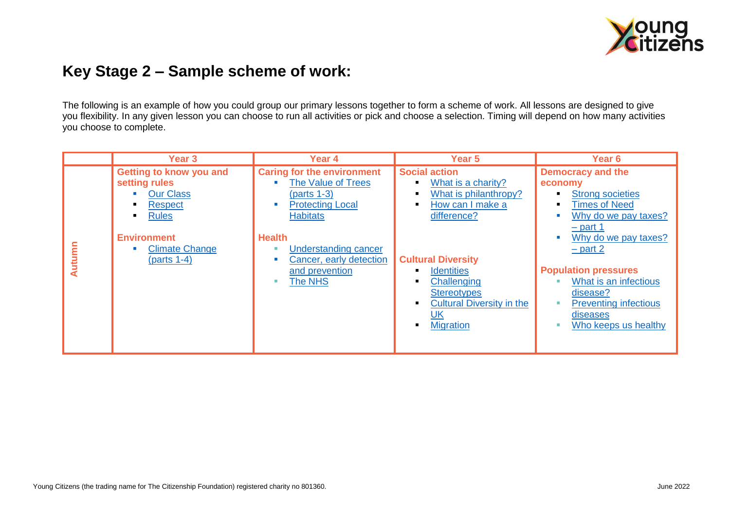# Key Stage 2 – Sample scheme of work:

The following is an example of how you could group our primary lessons together to form a scheme of work. All lessons are designed to give you flexibility. In any given lesson you can choose to run all activities or pick and choose a selection. Timing will depend on how many activities you choose to complete.

| | Year 3 | Year 4 | Year 5 | Year 6 |
|---|---|---|---|---|
| **Autumn** | **Getting to know you and setting rules**<br>▪ Our Class<br>▪ Respect<br>▪ Rules<br><br>**Environment**<br>▪ Climate Change (parts 1-4) | **Caring for the environment**<br>▪ The Value of Trees (parts 1-3)<br>▪ Protecting Local Habitats<br><br>**Health**<br>▪ Understanding cancer<br>▪ Cancer, early detection and prevention<br>▪ The NHS | **Social action**<br>▪ What is a charity?<br>▪ What is philanthropy?<br>▪ How can I make a difference?<br><br>**Cultural Diversity**<br>▪ Identities<br>▪ Challenging Stereotypes<br>▪ Cultural Diversity in the UK<br>▪ Migration | **Democracy and the economy**<br>▪ Strong societies<br>▪ Times of Need<br>▪ Why do we pay taxes? – part 1<br>▪ Why do we pay taxes? – part 2<br><br>**Population pressures**<br>▪ What is an infectious disease?<br>▪ Preventing infectious diseases<br>▪ Who keeps us healthy |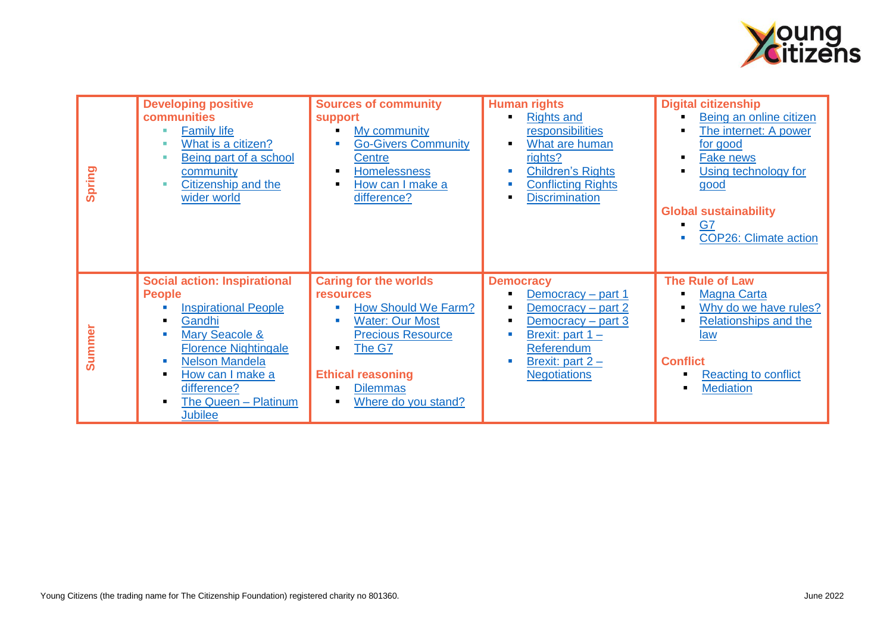| | | | | |
|---|---|---|---|---|
| **Spring** | **Developing positive communities**<br>▪ Family life<br>▪ What is a citizen?<br>▪ Being part of a school community<br>▪ Citizenship and the wider world | **Sources of community support**<br>▪ My community<br>▪ Go-Givers Community Centre<br>▪ Homelessness<br>▪ How can I make a difference? | **Human rights**<br>▪ Rights and responsibilities<br>▪ What are human rights?<br>▪ Children's Rights<br>▪ Conflicting Rights<br>▪ Discrimination | **Digital citizenship**<br>▪ Being an online citizen<br>▪ The internet: A power for good<br>▪ Fake news<br>▪ Using technology for good<br><br>**Global sustainability**<br>▪ G7<br>▪ COP26: Climate action |
| **Summer** | **Social action: Inspirational People**<br>▪ Inspirational People<br>▪ Gandhi<br>▪ Mary Seacole & Florence Nightingale<br>▪ Nelson Mandela<br>▪ How can I make a difference?<br>▪ The Queen – Platinum Jubilee | **Caring for the worlds resources**<br>▪ How Should We Farm?<br>▪ Water: Our Most Precious Resource<br>▪ The G7<br><br>**Ethical reasoning**<br>▪ Dilemmas<br>▪ Where do you stand? | **Democracy**<br>▪ Democracy – part 1<br>▪ Democracy – part 2<br>▪ Democracy – part 3<br>▪ Brexit: part 1 – Referendum<br>▪ Brexit: part 2 – Negotiations | **The Rule of Law**<br>▪ Magna Carta<br>▪ Why do we have rules?<br>▪ Relationships and the law<br><br>**Conflict**<br>▪ Reacting to conflict<br>▪ Mediation |

Young Citizens (the trading name for The Citizenship Foundation) registered charity no 801360.

June 2022